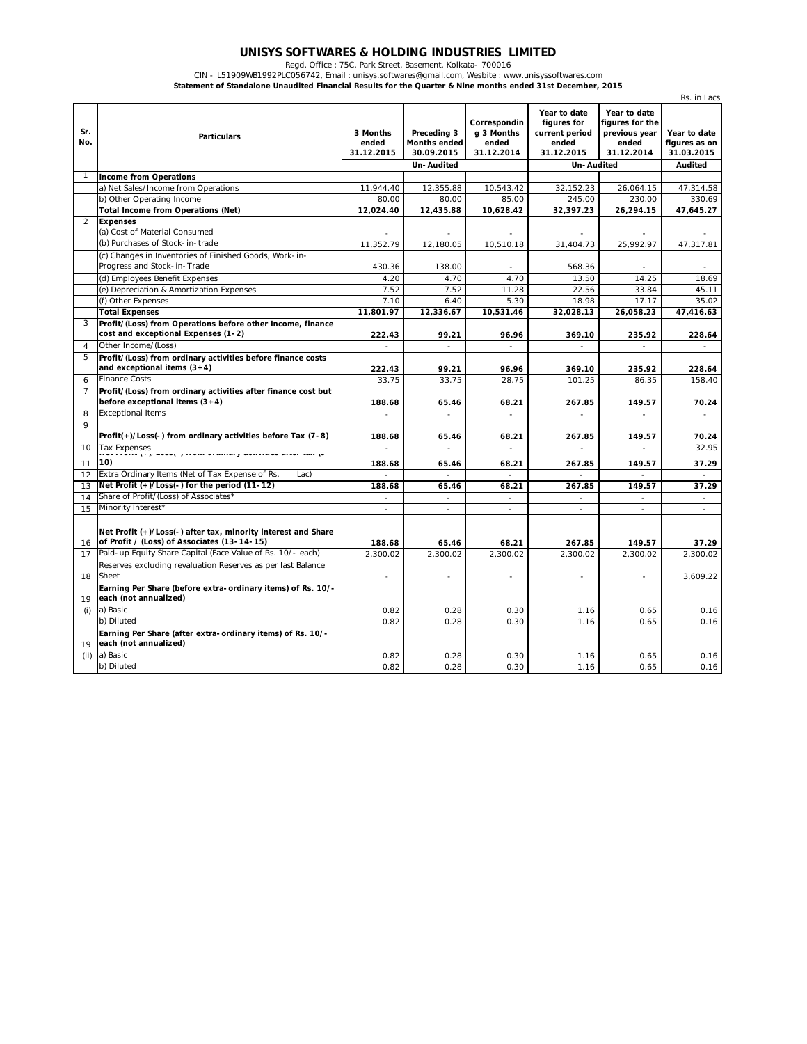# UNISYS SOFTWARES & HOLDING INDUSTRIES LIMITED

Regd. Office : 75C, Park Street, Basement, Kolkata- 700016

CIN - L51909WB1992PLC056742, Email : unisys.softwares@gmail.com, Wesbite : www.unisyssoftwares.com

**Statement of Standalone Unaudited Financial Results for the Quarter & Nine months ended 31st December, 2015**

Rs. in Lacs

| Sr. No. | Particulars | 3 Months ended 31.12.2015 | Preceding 3 Months ended 30.09.2015 | Corresponding 3 Months ended 31.12.2014 | Year to date figures for current period ended 31.12.2015 | Year to date figures for the previous year ended 31.12.2014 | Year to date figures as on 31.03.2015 |
|---|---|---|---|---|---|---|---|
| | | Un-Audited | | | Un-Audited | | Audited |
| 1 | **Income from Operations** | | | | | | |
| | a) Net Sales/Income from Operations | 11,944.40 | 12,355.88 | 10,543.42 | 32,152.23 | 26,064.15 | 47,314.58 |
| | b) Other Operating Income | 80.00 | 80.00 | 85.00 | 245.00 | 230.00 | 330.69 |
| | **Total Income from Operations (Net)** | **12,024.40** | **12,435.88** | **10,628.42** | **32,397.23** | **26,294.15** | **47,645.27** |
| 2 | **Expenses** | | | | | | |
| | (a) Cost of Material Consumed | - | - | - | - | - | - |
| | (b) Purchases of Stock-in-trade | 11,352.79 | 12,180.05 | 10,510.18 | 31,404.73 | 25,992.97 | 47,317.81 |
| | (c) Changes in Inventories of Finished Goods, Work-in-Progress and Stock-in-Trade | 430.36 | 138.00 | - | 568.36 | - | - |
| | (d) Employees Benefit Expenses | 4.20 | 4.70 | 4.70 | 13.50 | 14.25 | 18.69 |
| | (e) Depreciation & Amortization Expenses | 7.52 | 7.52 | 11.28 | 22.56 | 33.84 | 45.11 |
| | (f) Other Expenses | 7.10 | 6.40 | 5.30 | 18.98 | 17.17 | 35.02 |
| | **Total Expenses** | **11,801.97** | **12,336.67** | **10,531.46** | **32,028.13** | **26,058.23** | **47,416.63** |
| 3 | **Profit/(Loss) from Operations before other Income, finance cost and exceptional Expenses (1-2)** | **222.43** | **99.21** | **96.96** | **369.10** | **235.92** | **228.64** |
| 4 | Other Income/(Loss) | - | - | - | - | - | - |
| 5 | **Profit/(Loss) from ordinary activities before finance costs and exceptional items (3+4)** | **222.43** | **99.21** | **96.96** | **369.10** | **235.92** | **228.64** |
| 6 | Finance Costs | 33.75 | 33.75 | 28.75 | 101.25 | 86.35 | 158.40 |
| 7 | **Profit/(Loss) from ordinary activities after finance cost but before exceptional items (3+4)** | **188.68** | **65.46** | **68.21** | **267.85** | **149.57** | **70.24** |
| 8 | Exceptional Items | - | - | - | - | - | - |
| 9 | **Profit(+)/Loss(-) from ordinary activities before Tax (7-8)** | **188.68** | **65.46** | **68.21** | **267.85** | **149.57** | **70.24** |
| 10 | Tax Expenses | - | - | - | - | - | 32.95 |
| 11 | **Net Profit (+)/Loss(-) from ordinary activities after tax (9-10)** | **188.68** | **65.46** | **68.21** | **267.85** | **149.57** | **37.29** |
| 12 | Extra Ordinary Items (Net of Tax Expense of Rs. Lac) | - | - | - | - | - | - |
| 13 | **Net Profit (+)/Loss(-) for the period (11-12)** | **188.68** | **65.46** | **68.21** | **267.85** | **149.57** | **37.29** |
| 14 | Share of Profit/(Loss) of Associates* | - | - | - | - | - | - |
| 15 | Minority Interest* | - | - | - | - | - | - |
| 16 | **Net Profit (+)/Loss(-) after tax, minority interest and Share of Profit / (Loss) of Associates (13-14-15)** | **188.68** | **65.46** | **68.21** | **267.85** | **149.57** | **37.29** |
| 17 | Paid-up Equity Share Capital (Face Value of Rs. 10/- each) | 2,300.02 | 2,300.02 | 2,300.02 | 2,300.02 | 2,300.02 | 2,300.02 |
| 18 | Reserves excluding revaluation Reserves as per last Balance Sheet | - | - | - | - | - | 3,609.22 |
| 19 (i) | **Earning Per Share (before extra-ordinary items) of Rs. 10/- each (not annualized)** | | | | | | |
| | a) Basic | 0.82 | 0.28 | 0.30 | 1.16 | 0.65 | 0.16 |
| | b) Diluted | 0.82 | 0.28 | 0.30 | 1.16 | 0.65 | 0.16 |
| 19 (ii) | **Earning Per Share (after extra-ordinary items) of Rs. 10/- each (not annualized)** | | | | | | |
| | a) Basic | 0.82 | 0.28 | 0.30 | 1.16 | 0.65 | 0.16 |
| | b) Diluted | 0.82 | 0.28 | 0.30 | 1.16 | 0.65 | 0.16 |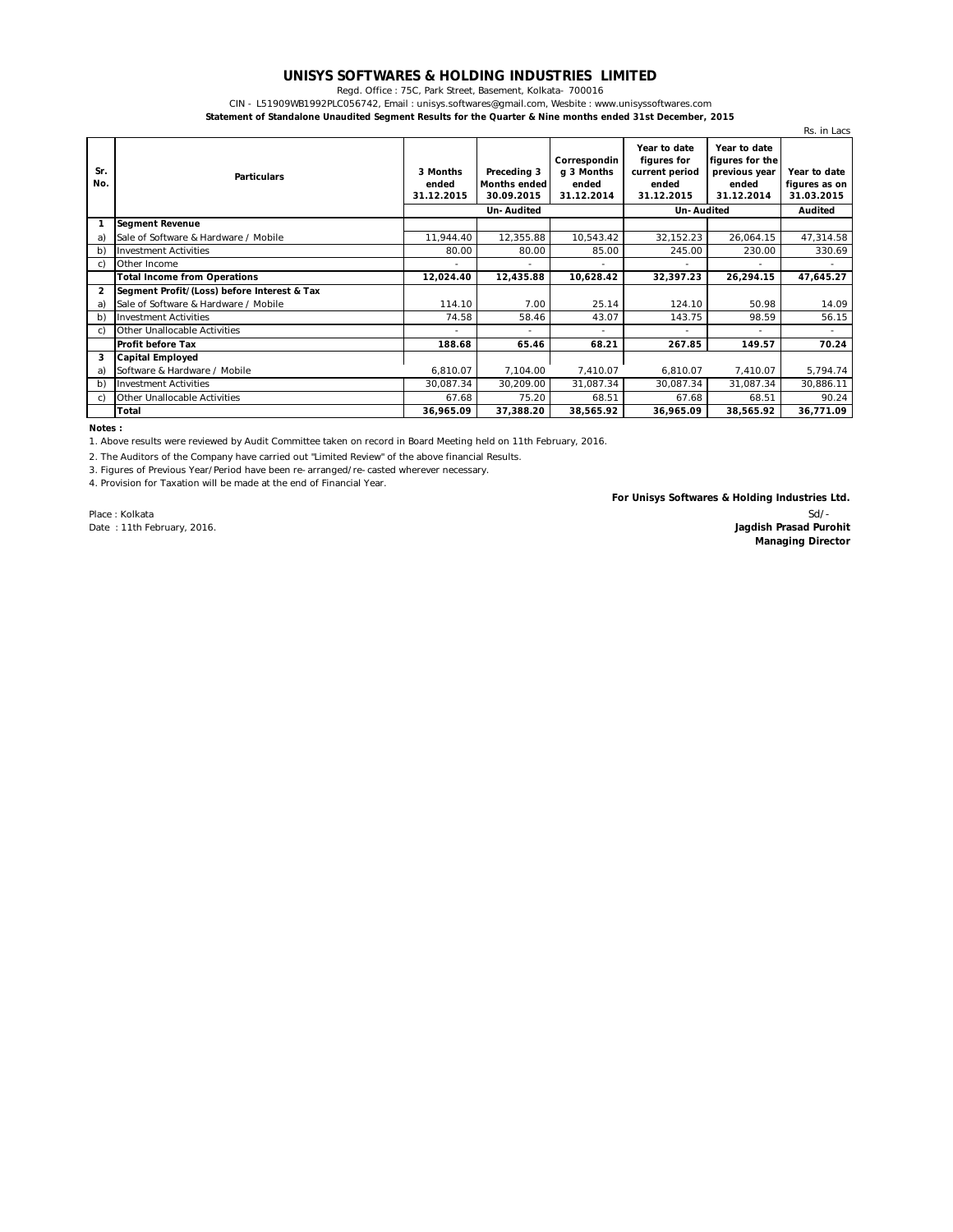# UNISYS SOFTWARES & HOLDING INDUSTRIES LIMITED

Regd. Office : 75C, Park Street, Basement, Kolkata- 700016

CIN - L51909WB1992PLC056742, Email : unisys.softwares@gmail.com, Wesbite : www.unisyssoftwares.com

**Statement of Standalone Unaudited Segment Results for the Quarter & Nine months ended 31st December, 2015**

Rs. in Lacs

| Sr. No. | Particulars | 3 Months ended 31.12.2015 | Preceding 3 Months ended 30.09.2015 | Corresponding 3 Months ended 31.12.2014 | Year to date figures for current period ended 31.12.2015 | Year to date figures for the previous year ended 31.12.2014 | Year to date figures as on 31.03.2015 |
|---|---|---|---|---|---|---|---|
| | | Un-Audited | | | Un-Audited | | Audited |
| **1** | **Segment Revenue** | | | | | | |
| a) | Sale of Software & Hardware / Mobile | 11,944.40 | 12,355.88 | 10,543.42 | 32,152.23 | 26,064.15 | 47,314.58 |
| b) | Investment Activities | 80.00 | 80.00 | 85.00 | 245.00 | 230.00 | 330.69 |
| c) | Other Income | - | - | - | - | - | - |
| | **Total Income from Operations** | **12,024.40** | **12,435.88** | **10,628.42** | **32,397.23** | **26,294.15** | **47,645.27** |
| **2** | **Segment Profit/(Loss) before Interest & Tax** | | | | | | |
| a) | Sale of Software & Hardware / Mobile | 114.10 | 7.00 | 25.14 | 124.10 | 50.98 | 14.09 |
| b) | Investment Activities | 74.58 | 58.46 | 43.07 | 143.75 | 98.59 | 56.15 |
| c) | Other Unallocable Activities | - | - | - | - | - | - |
| | **Profit before Tax** | **188.68** | **65.46** | **68.21** | **267.85** | **149.57** | **70.24** |
| **3** | **Capital Employed** | | | | | | |
| a) | Software & Hardware / Mobile | 6,810.07 | 7,104.00 | 7,410.07 | 6,810.07 | 7,410.07 | 5,794.74 |
| b) | Investment Activities | 30,087.34 | 30,209.00 | 31,087.34 | 30,087.34 | 31,087.34 | 30,886.11 |
| c) | Other Unallocable Activities | 67.68 | 75.20 | 68.51 | 67.68 | 68.51 | 90.24 |
| | **Total** | **36,965.09** | **37,388.20** | **38,565.92** | **36,965.09** | **38,565.92** | **36,771.09** |

**Notes :**

1. Above results were reviewed by Audit Committee taken on record in Board Meeting held on 11th February, 2016.

2. The Auditors of the Company have carried out "Limited Review" of the above financial Results.

3. Figures of Previous Year/Period have been re-arranged/re-casted wherever necessary.

4. Provision for Taxation will be made at the end of Financial Year.

**For Unisys Softwares & Holding Industries Ltd.**

Place : Kolkata

Date : 11th February, 2016.

Sd/-

**Jagdish Prasad Purohit**

**Managing Director**